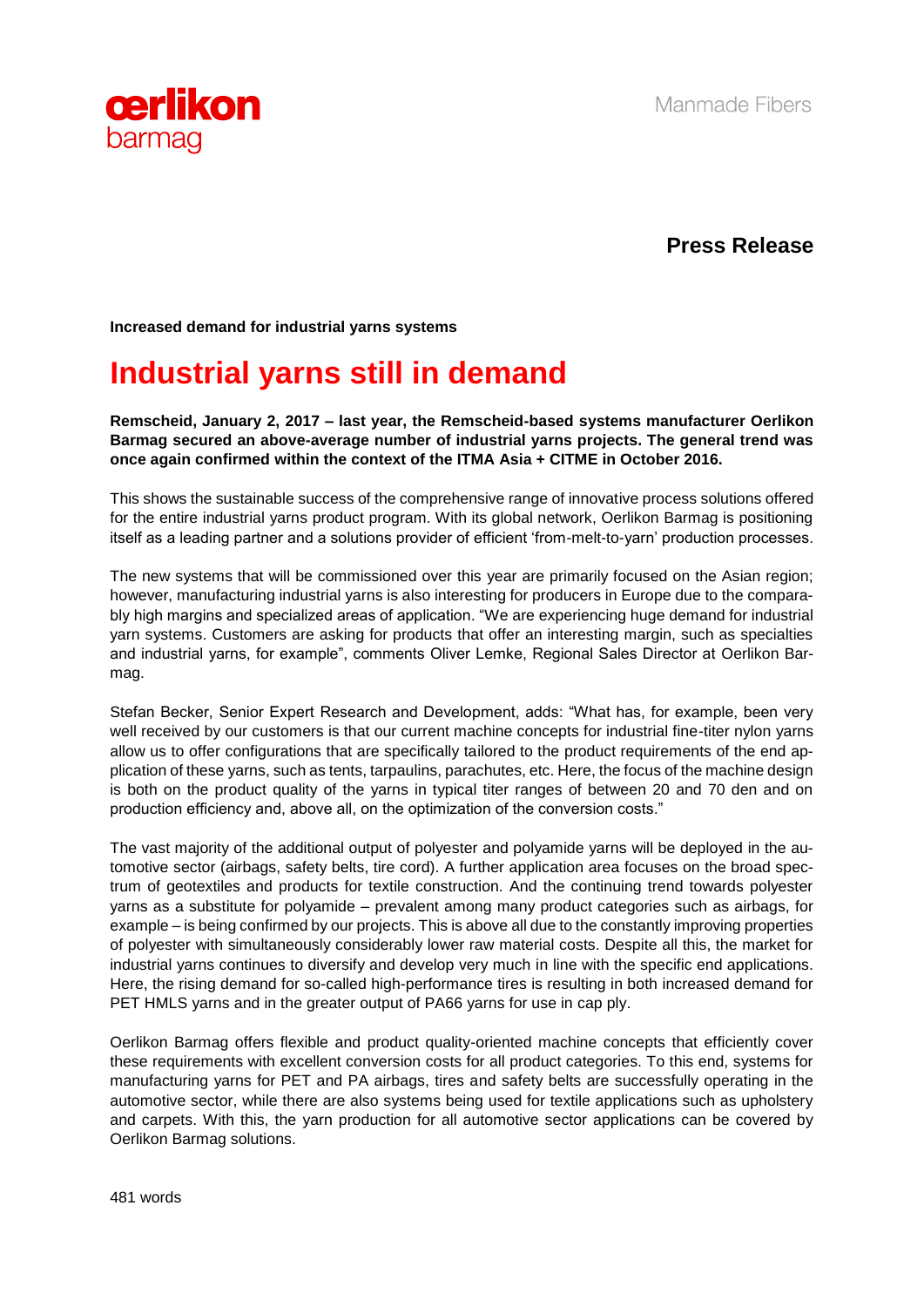**Press Release**

**Increased demand for industrial yarns systems**

# Industrial yarns still in demand

**Remscheid, January 2, 2017 – last year, the Remscheid-based systems manufacturer Oerlikon Barmag secured an above-average number of industrial yarns projects. The general trend was once again confirmed within the context of the ITMA Asia + CITME in October 2016.**

This shows the sustainable success of the comprehensive range of innovative process solutions offered for the entire industrial yarns product program. With its global network, Oerlikon Barmag is positioning itself as a leading partner and a solutions provider of efficient 'from-melt-to-yarn' production processes.

The new systems that will be commissioned over this year are primarily focused on the Asian region; however, manufacturing industrial yarns is also interesting for producers in Europe due to the comparably high margins and specialized areas of application. "We are experiencing huge demand for industrial yarn systems. Customers are asking for products that offer an interesting margin, such as specialties and industrial yarns, for example", comments Oliver Lemke, Regional Sales Director at Oerlikon Barmag.

Stefan Becker, Senior Expert Research and Development, adds: "What has, for example, been very well received by our customers is that our current machine concepts for industrial fine-titer nylon yarns allow us to offer configurations that are specifically tailored to the product requirements of the end application of these yarns, such as tents, tarpaulins, parachutes, etc. Here, the focus of the machine design is both on the product quality of the yarns in typical titer ranges of between 20 and 70 den and on production efficiency and, above all, on the optimization of the conversion costs."

The vast majority of the additional output of polyester and polyamide yarns will be deployed in the automotive sector (airbags, safety belts, tire cord). A further application area focuses on the broad spectrum of geotextiles and products for textile construction. And the continuing trend towards polyester yarns as a substitute for polyamide – prevalent among many product categories such as airbags, for example – is being confirmed by our projects. This is above all due to the constantly improving properties of polyester with simultaneously considerably lower raw material costs. Despite all this, the market for industrial yarns continues to diversify and develop very much in line with the specific end applications. Here, the rising demand for so-called high-performance tires is resulting in both increased demand for PET HMLS yarns and in the greater output of PA66 yarns for use in cap ply.

Oerlikon Barmag offers flexible and product quality-oriented machine concepts that efficiently cover these requirements with excellent conversion costs for all product categories. To this end, systems for manufacturing yarns for PET and PA airbags, tires and safety belts are successfully operating in the automotive sector, while there are also systems being used for textile applications such as upholstery and carpets. With this, the yarn production for all automotive sector applications can be covered by Oerlikon Barmag solutions.

481 words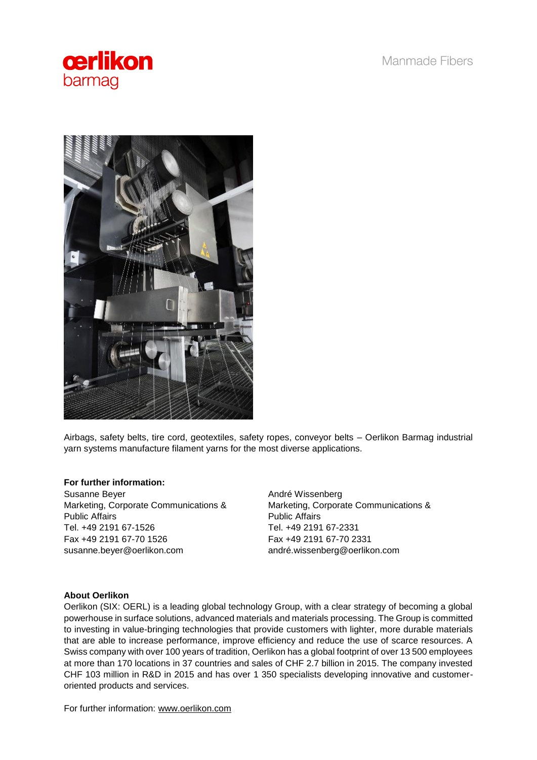Airbags, safety belts, tire cord, geotextiles, safety ropes, conveyor belts – Oerlikon Barmag industrial yarn systems manufacture filament yarns for the most diverse applications.

**For further information:**

Susanne Beyer
Marketing, Corporate Communications & Public Affairs
Tel. +49 2191 67-1526
Fax +49 2191 67-70 1526
susanne.beyer@oerlikon.com

André Wissenberg
Marketing, Corporate Communications & Public Affairs
Tel. +49 2191 67-2331
Fax +49 2191 67-70 2331
andré.wissenberg@oerlikon.com

**About Oerlikon**

Oerlikon (SIX: OERL) is a leading global technology Group, with a clear strategy of becoming a global powerhouse in surface solutions, advanced materials and materials processing. The Group is committed to investing in value-bringing technologies that provide customers with lighter, more durable materials that are able to increase performance, improve efficiency and reduce the use of scarce resources. A Swiss company with over 100 years of tradition, Oerlikon has a global footprint of over 13 500 employees at more than 170 locations in 37 countries and sales of CHF 2.7 billion in 2015. The company invested CHF 103 million in R&D in 2015 and has over 1 350 specialists developing innovative and customer-oriented products and services.

For further information: www.oerlikon.com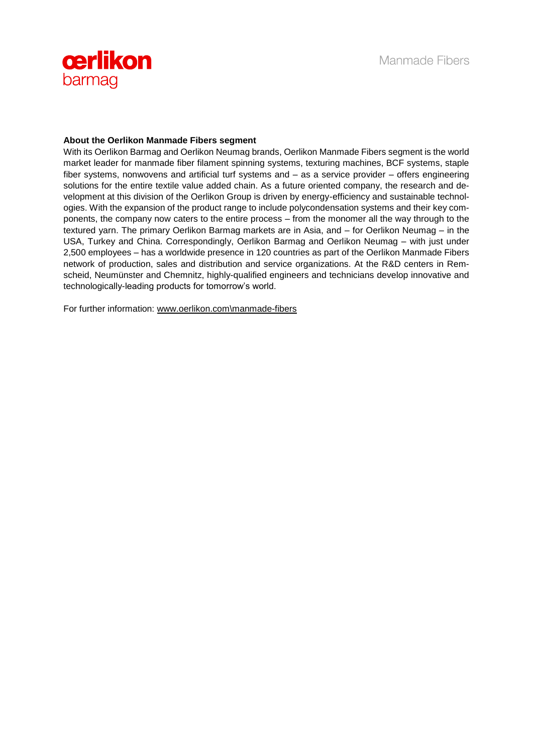**About the Oerlikon Manmade Fibers segment**

With its Oerlikon Barmag and Oerlikon Neumag brands, Oerlikon Manmade Fibers segment is the world market leader for manmade fiber filament spinning systems, texturing machines, BCF systems, staple fiber systems, nonwovens and artificial turf systems and – as a service provider – offers engineering solutions for the entire textile value added chain. As a future oriented company, the research and development at this division of the Oerlikon Group is driven by energy-efficiency and sustainable technologies. With the expansion of the product range to include polycondensation systems and their key components, the company now caters to the entire process – from the monomer all the way through to the textured yarn. The primary Oerlikon Barmag markets are in Asia, and – for Oerlikon Neumag – in the USA, Turkey and China. Correspondingly, Oerlikon Barmag and Oerlikon Neumag – with just under 2,500 employees – has a worldwide presence in 120 countries as part of the Oerlikon Manmade Fibers network of production, sales and distribution and service organizations. At the R&D centers in Remscheid, Neumünster and Chemnitz, highly-qualified engineers and technicians develop innovative and technologically-leading products for tomorrow's world.

For further information: www.oerlikon.com\manmade-fibers